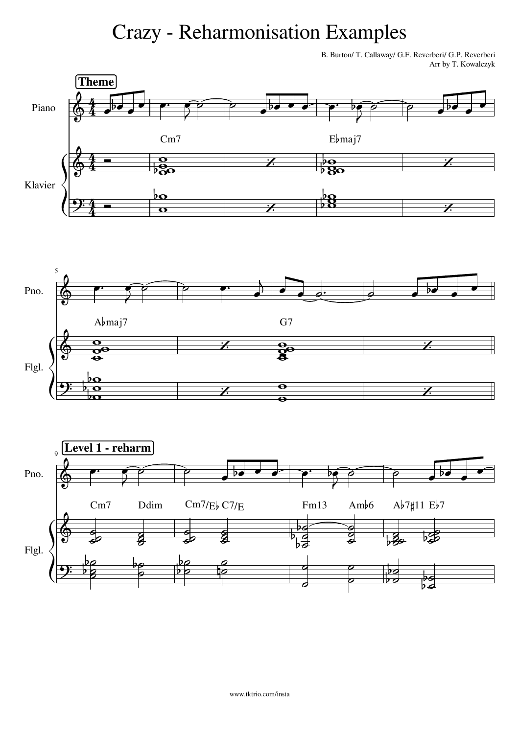# Crazy - Reharmonisation Examples

B. Burton/ T. Callaway/ G.F. Reverberi/ G.P. Reverberi
Arr by T. Kowalczyk

**Theme**

Piano

Klavier

Cm7 | E♭maj7

Pno.

A♭maj7 | G7

Flgl.

**Level 1 - reharm**

Cm7 Ddim | Cm7/E♭ C7/E | Fm13 Am♭6 | A♭7♯11 E♭7

www.tktrio.com/insta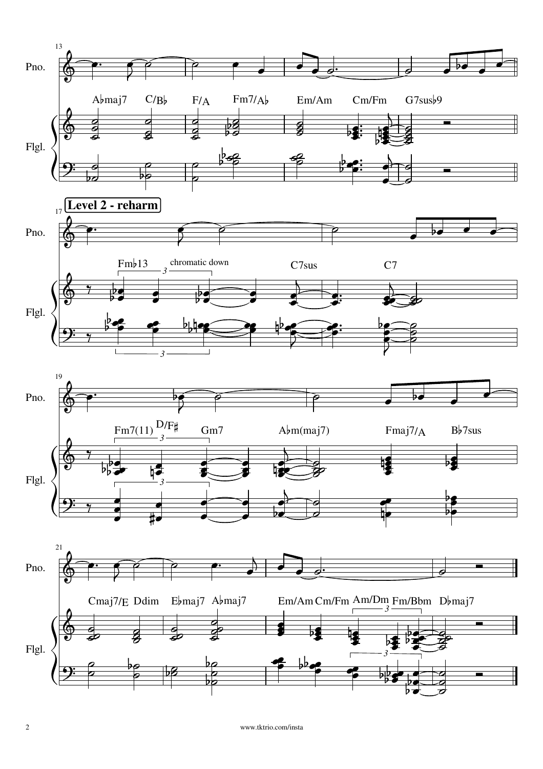Pno.

Flgl.

A♭maj7 C/B♭ F/A Fm7/A♭ Em/Am Cm/Fm G7sus♭9

**Level 2 - reharm**

Fm♭13 chromatic down C7sus C7

Fm7(11) D/F♯ Gm7 A♭m(maj7) Fmaj7/A B♭7sus

Cmaj7/E Ddim E♭maj7 A♭maj7 Em/Am Cm/Fm Am/Dm Fm/B♭m D♭maj7